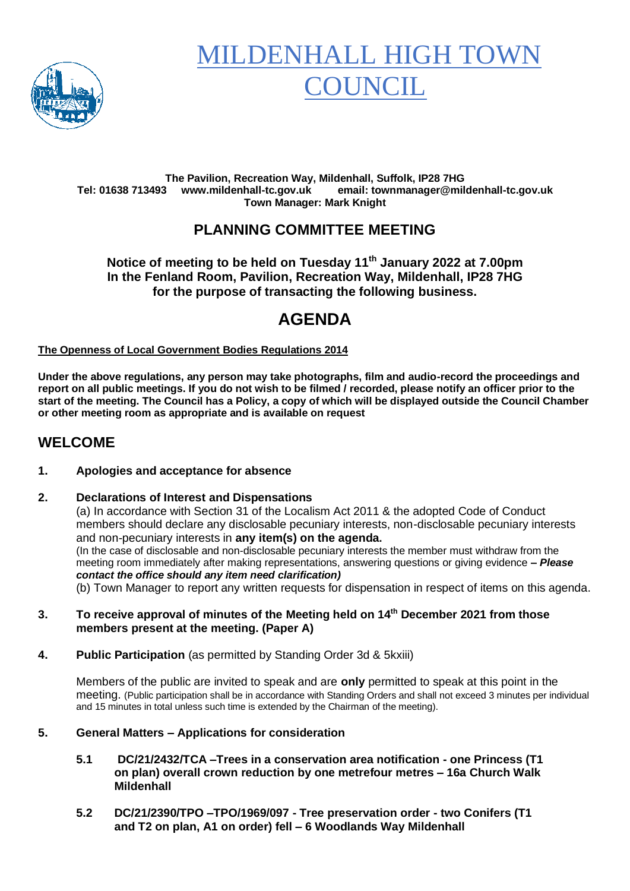# MILDENHALL HIGH TOWN COUNCIL

**The Pavilion, Recreation Way, Mildenhall, Suffolk, IP28 7HG**
**Tel: 01638 713493 www.mildenhall-tc.gov.uk email: townmanager@mildenhall-tc.gov.uk**
**Town Manager: Mark Knight**

## PLANNING COMMITTEE MEETING

**Notice of meeting to be held on Tuesday 11th January 2022 at 7.00pm**
**In the Fenland Room, Pavilion, Recreation Way, Mildenhall, IP28 7HG**
**for the purpose of transacting the following business.**

# AGENDA

**The Openness of Local Government Bodies Regulations 2014**

**Under the above regulations, any person may take photographs, film and audio-record the proceedings and report on all public meetings. If you do not wish to be filmed / recorded, please notify an officer prior to the start of the meeting. The Council has a Policy, a copy of which will be displayed outside the Council Chamber or other meeting room as appropriate and is available on request**

## WELCOME

**1. Apologies and acceptance for absence**

**2. Declarations of Interest and Dispensations**

(a) In accordance with Section 31 of the Localism Act 2011 & the adopted Code of Conduct members should declare any disclosable pecuniary interests, non-disclosable pecuniary interests and non-pecuniary interests in **any item(s) on the agenda.**

(In the case of disclosable and non-disclosable pecuniary interests the member must withdraw from the meeting room immediately after making representations, answering questions or giving evidence ***– Please contact the office should any item need clarification)***

(b) Town Manager to report any written requests for dispensation in respect of items on this agenda.

**3. To receive approval of minutes of the Meeting held on 14th December 2021 from those members present at the meeting. (Paper A)**

**4. Public Participation** (as permitted by Standing Order 3d & 5kxiii)

Members of the public are invited to speak and are **only** permitted to speak at this point in the meeting. (Public participation shall be in accordance with Standing Orders and shall not exceed 3 minutes per individual and 15 minutes in total unless such time is extended by the Chairman of the meeting).

**5. General Matters – Applications for consideration**

**5.1 DC/21/2432/TCA –Trees in a conservation area notification - one Princess (T1 on plan) overall crown reduction by one metrefour metres – 16a Church Walk Mildenhall**

**5.2 DC/21/2390/TPO –TPO/1969/097 - Tree preservation order - two Conifers (T1 and T2 on plan, A1 on order) fell – 6 Woodlands Way Mildenhall**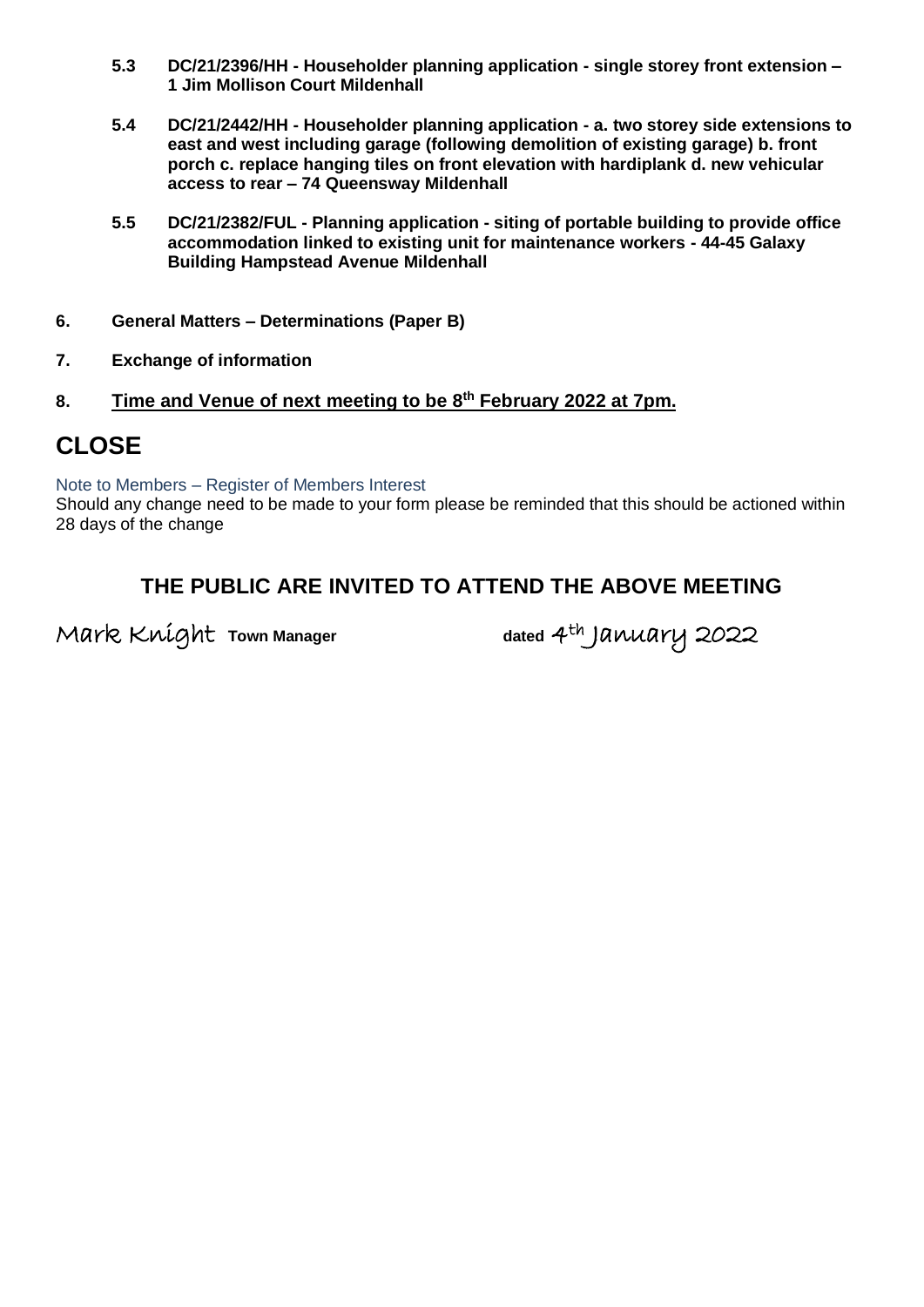**5.3 DC/21/2396/HH - Householder planning application - single storey front extension – 1 Jim Mollison Court Mildenhall**

**5.4 DC/21/2442/HH - Householder planning application - a. two storey side extensions to east and west including garage (following demolition of existing garage) b. front porch c. replace hanging tiles on front elevation with hardiplank d. new vehicular access to rear – 74 Queensway Mildenhall**

**5.5 DC/21/2382/FUL - Planning application - siting of portable building to provide office accommodation linked to existing unit for maintenance workers - 44-45 Galaxy Building Hampstead Avenue Mildenhall**

**6. General Matters – Determinations (Paper B)**

**7. Exchange of information**

**8. Time and Venue of next meeting to be 8th February 2022 at 7pm.**

# CLOSE

Note to Members – Register of Members Interest

Should any change need to be made to your form please be reminded that this should be actioned within 28 days of the change

## THE PUBLIC ARE INVITED TO ATTEND THE ABOVE MEETING

Mark Knight **Town Manager** **dated** 4th January 2022